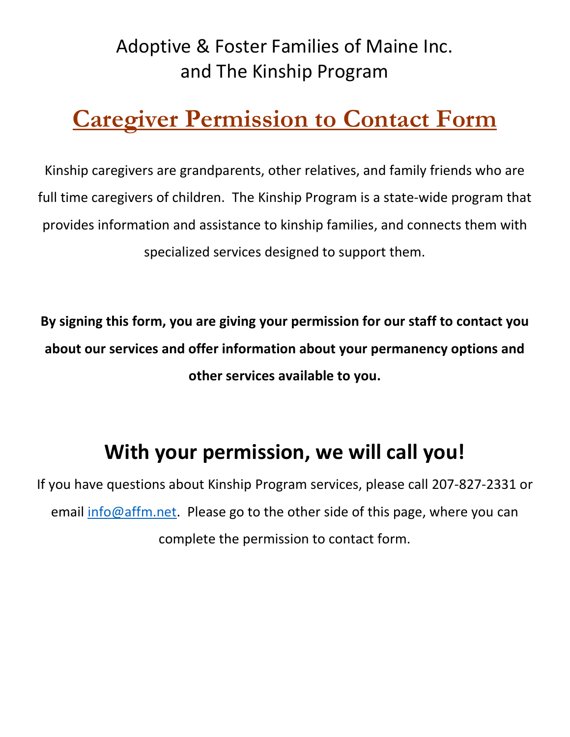Adoptive & Foster Families of Maine Inc.
and The Kinship Program

# Caregiver Permission to Contact Form

Kinship caregivers are grandparents, other relatives, and family friends who are full time caregivers of children. The Kinship Program is a state-wide program that provides information and assistance to kinship families, and connects them with specialized services designed to support them.

**By signing this form, you are giving your permission for our staff to contact you about our services and offer information about your permanency options and other services available to you.**

## With your permission, we will call you!

If you have questions about Kinship Program services, please call 207-827-2331 or email info@affm.net. Please go to the other side of this page, where you can complete the permission to contact form.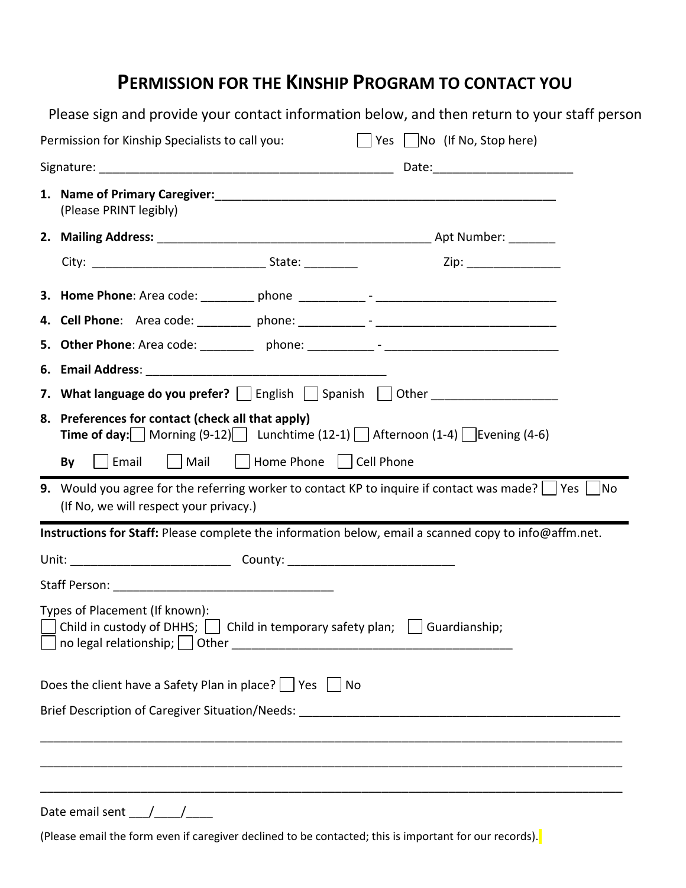# PERMISSION FOR THE KINSHIP PROGRAM TO CONTACT YOU

Please sign and provide your contact information below, and then return to your staff person

Permission for Kinship Specialists to call you: ☐ Yes ☐ No (If No, Stop here)

Signature: ____________________________________________ Date:____________________

1. **Name of Primary Caregiver:**____________________________________________________
   (Please PRINT legibly)
2. **Mailing Address:** _________________________________________ Apt Number: _______

   City: __________________________ State: ________ Zip: ______________
3. **Home Phone**: Area code: ________ phone __________ - ___________________________
4. **Cell Phone**: Area code: ________ phone: __________ - ___________________________
5. **Other Phone**: Area code: ________ phone: __________ - ___________________________
6. **Email Address**: ____________________________________
7. **What language do you prefer?** ☐ English ☐ Spanish ☐ Other ___________________
8. **Preferences for contact (check all that apply)**
   **Time of day:** ☐ Morning (9-12) ☐ Lunchtime (12-1) ☐ Afternoon (1-4) ☐ Evening (4-6)

   **By** ☐ Email ☐ Mail ☐ Home Phone ☐ Cell Phone
9. Would you agree for the referring worker to contact KP to inquire if contact was made? ☐ Yes ☐ No
   (If No, we will respect your privacy.)

---

**Instructions for Staff:** Please complete the information below, email a scanned copy to info@affm.net.

Unit: ________________________ County: ________________________

Staff Person: _________________________________

Types of Placement (If known):
☐ Child in custody of DHHS; ☐ Child in temporary safety plan; ☐ Guardianship;
☐ no legal relationship; ☐ Other ___________________________________________

Does the client have a Safety Plan in place? ☐ Yes ☐ No

Brief Description of Caregiver Situation/Needs: _________________________________________________

_____________________________________________________________________________________

_____________________________________________________________________________________

_____________________________________________________________________________________

Date email sent ___/____/____

(Please email the form even if caregiver declined to be contacted; this is important for our records).